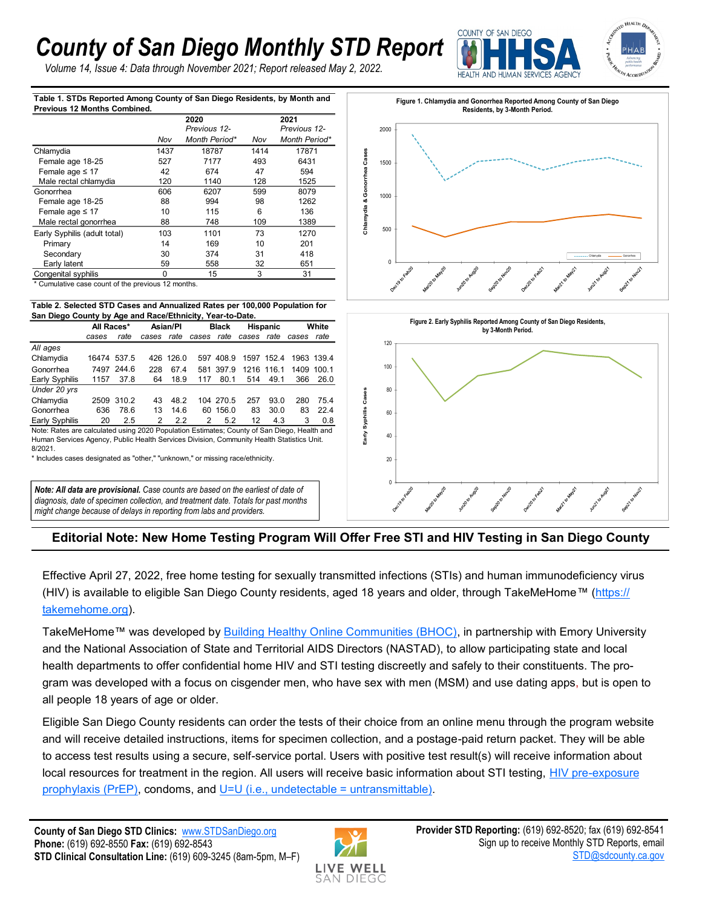# County of San Diego Monthly STD Report

*Volume 14, Issue 4: Data through November 2021; Report released May 2, 2022.*

**Table 1. STDs Reported Among County of San Diego Residents, by Month and Previous 12 Months Combined.**

| | 2020 Nov | 2020 Previous 12-Month Period* | 2021 Nov | 2021 Previous 12-Month Period* |
|---|---|---|---|---|
| Chlamydia | 1437 | 18787 | 1414 | 17871 |
| Female age 18-25 | 527 | 7177 | 493 | 6431 |
| Female age ≤ 17 | 42 | 674 | 47 | 594 |
| Male rectal chlamydia | 120 | 1140 | 128 | 1525 |
| Gonorrhea | 606 | 6207 | 599 | 8079 |
| Female age 18-25 | 88 | 994 | 98 | 1262 |
| Female age ≤ 17 | 10 | 115 | 6 | 136 |
| Male rectal gonorrhea | 88 | 748 | 109 | 1389 |
| Early Syphilis (adult total) | 103 | 1101 | 73 | 1270 |
| Primary | 14 | 169 | 10 | 201 |
| Secondary | 30 | 374 | 31 | 418 |
| Early latent | 59 | 558 | 32 | 651 |
| Congenital syphilis | 0 | 15 | 3 | 31 |

\* Cumulative case count of the previous 12 months.

**Table 2. Selected STD Cases and Annualized Rates per 100,000 Population for San Diego County by Age and Race/Ethnicity, Year-to-Date.**

| | All Races* | | Asian/PI | | Black | | Hispanic | | White | |
|---|---|---|---|---|---|---|---|---|---|---|
| | cases | rate | cases | rate | cases | rate | cases | rate | cases | rate |
| *All ages* | | | | | | | | | | |
| Chlamydia | 16474 | 537.5 | 426 | 126.0 | 597 | 408.9 | 1597 | 152.4 | 1963 | 139.4 |
| Gonorrhea | 7497 | 244.6 | 228 | 67.4 | 581 | 397.9 | 1216 | 116.1 | 1409 | 100.1 |
| Early Syphilis | 1157 | 37.8 | 64 | 18.9 | 117 | 80.1 | 514 | 49.1 | 366 | 26.0 |
| *Under 20 yrs* | | | | | | | | | | |
| Chlamydia | 2509 | 310.2 | 43 | 48.2 | 104 | 270.5 | 257 | 93.0 | 280 | 75.4 |
| Gonorrhea | 636 | 78.6 | 13 | 14.6 | 60 | 156.0 | 83 | 30.0 | 83 | 22.4 |
| Early Syphilis | 20 | 2.5 | 2 | 2.2 | 2 | 5.2 | 12 | 4.3 | 3 | 0.8 |

Note: Rates are calculated using 2020 Population Estimates; County of San Diego, Health and Human Services Agency, Public Health Services Division, Community Health Statistics Unit. 8/2021.

\* Includes cases designated as "other," "unknown," or missing race/ethnicity.

***Note: All data are provisional.*** *Case counts are based on the earliest of date of diagnosis, date of specimen collection, and treatment date. Totals for past months might change because of delays in reporting from labs and providers.*

**Figure 1. Chlamydia and Gonorrhea Reported Among County of San Diego Residents, by 3-Month Period.**

**Figure 2. Early Syphilis Reported Among County of San Diego Residents, by 3-Month Period.**

## Editorial Note: New Home Testing Program Will Offer Free STI and HIV Testing in San Diego County

Effective April 27, 2022, free home testing for sexually transmitted infections (STIs) and human immunodeficiency virus (HIV) is available to eligible San Diego County residents, aged 18 years and older, through TakeMeHome™ (https://takemehome.org).

TakeMeHome™ was developed by Building Healthy Online Communities (BHOC), in partnership with Emory University and the National Association of State and Territorial AIDS Directors (NASTAD), to allow participating state and local health departments to offer confidential home HIV and STI testing discreetly and safely to their constituents. The program was developed with a focus on cisgender men, who have sex with men (MSM) and use dating apps, but is open to all people 18 years of age or older.

Eligible San Diego County residents can order the tests of their choice from an online menu through the program website and will receive detailed instructions, items for specimen collection, and a postage-paid return packet. They will be able to access test results using a secure, self-service portal. Users with positive test result(s) will receive information about local resources for treatment in the region. All users will receive basic information about STI testing, HIV pre-exposure prophylaxis (PrEP), condoms, and U=U (i.e., undetectable = untransmittable).

**County of San Diego STD Clinics:** www.STDSanDiego.org
**Phone:** (619) 692-8550 **Fax:** (619) 692-8543
**STD Clinical Consultation Line:** (619) 609-3245 (8am-5pm, M–F)

**Provider STD Reporting:** (619) 692-8520; fax (619) 692-8541
Sign up to receive Monthly STD Reports, email STD@sdcounty.ca.gov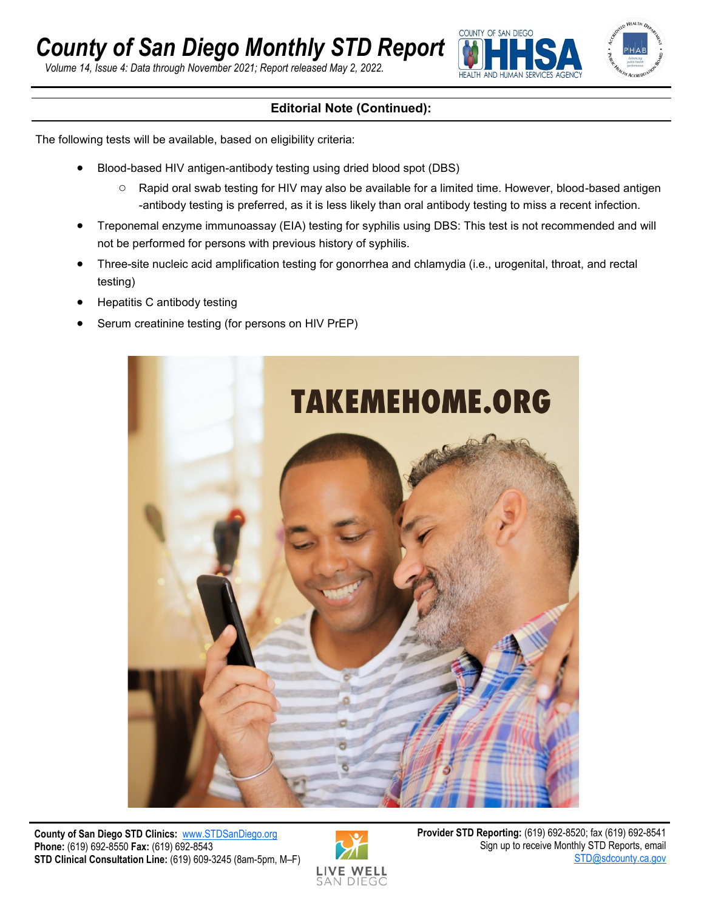## Editorial Note (Continued):

The following tests will be available, based on eligibility criteria:

- Blood-based HIV antigen-antibody testing using dried blood spot (DBS)
  - Rapid oral swab testing for HIV may also be available for a limited time. However, blood-based antigen -antibody testing is preferred, as it is less likely than oral antibody testing to miss a recent infection.
- Treponemal enzyme immunoassay (EIA) testing for syphilis using DBS: This test is not recommended and will not be performed for persons with previous history of syphilis.
- Three-site nucleic acid amplification testing for gonorrhea and chlamydia (i.e., urogenital, throat, and rectal testing)
- Hepatitis C antibody testing
- Serum creatinine testing (for persons on HIV PrEP)

TAKEMEHOME.ORG

**County of San Diego STD Clinics:** www.STDSanDiego.org
**Phone:** (619) 692-8550 **Fax:** (619) 692-8543
**STD Clinical Consultation Line:** (619) 609-3245 (8am-5pm, M–F)

**Provider STD Reporting:** (619) 692-8520; fax (619) 692-8541
Sign up to receive Monthly STD Reports, email STD@sdcounty.ca.gov